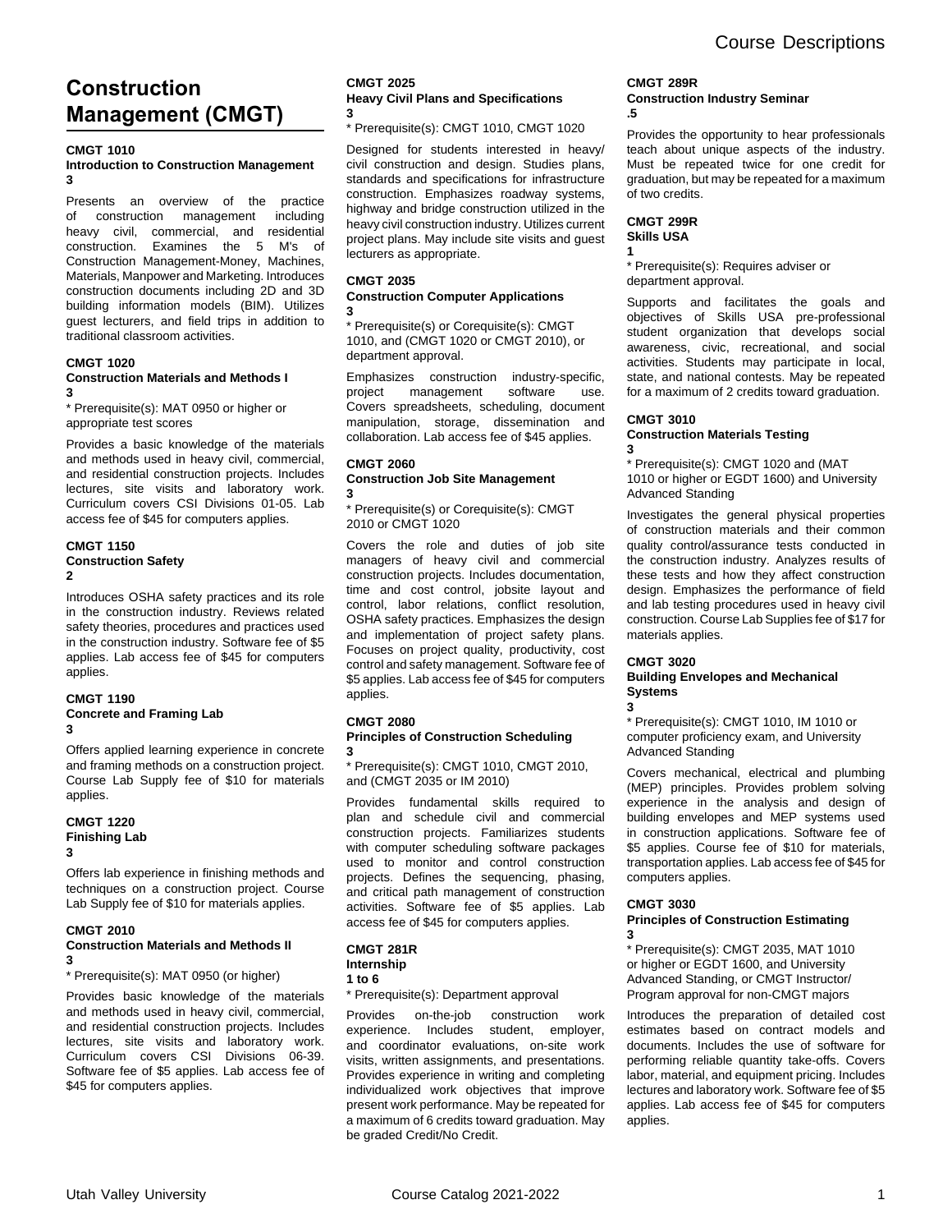# Construction Management (CMGT)

**CMGT 1010**
**Introduction to Construction Management**
**3**

Presents an overview of the practice of construction management including heavy civil, commercial, and residential construction. Examines the 5 M's of Construction Management-Money, Machines, Materials, Manpower and Marketing. Introduces construction documents including 2D and 3D building information models (BIM). Utilizes guest lecturers, and field trips in addition to traditional classroom activities.

**CMGT 1020**
**Construction Materials and Methods I**
**3**

* Prerequisite(s): MAT 0950 or higher or appropriate test scores

Provides a basic knowledge of the materials and methods used in heavy civil, commercial, and residential construction projects. Includes lectures, site visits and laboratory work. Curriculum covers CSI Divisions 01-05. Lab access fee of $45 for computers applies.

**CMGT 1150**
**Construction Safety**
**2**

Introduces OSHA safety practices and its role in the construction industry. Reviews related safety theories, procedures and practices used in the construction industry. Software fee of $5 applies. Lab access fee of $45 for computers applies.

**CMGT 1190**
**Concrete and Framing Lab**
**3**

Offers applied learning experience in concrete and framing methods on a construction project. Course Lab Supply fee of $10 for materials applies.

**CMGT 1220**
**Finishing Lab**
**3**

Offers lab experience in finishing methods and techniques on a construction project. Course Lab Supply fee of $10 for materials applies.

**CMGT 2010**
**Construction Materials and Methods II**
**3**

* Prerequisite(s): MAT 0950 (or higher)

Provides basic knowledge of the materials and methods used in heavy civil, commercial, and residential construction projects. Includes lectures, site visits and laboratory work. Curriculum covers CSI Divisions 06-39. Software fee of $5 applies. Lab access fee of $45 for computers applies.

**CMGT 2025**
**Heavy Civil Plans and Specifications**
**3**

* Prerequisite(s): CMGT 1010, CMGT 1020

Designed for students interested in heavy/civil construction and design. Studies plans, standards and specifications for infrastructure construction. Emphasizes roadway systems, highway and bridge construction utilized in the heavy civil construction industry. Utilizes current project plans. May include site visits and guest lecturers as appropriate.

**CMGT 2035**
**Construction Computer Applications**
**3**

* Prerequisite(s) or Corequisite(s): CMGT 1010, and (CMGT 1020 or CMGT 2010), or department approval.

Emphasizes construction industry-specific, project management software use. Covers spreadsheets, scheduling, document manipulation, storage, dissemination and collaboration. Lab access fee of $45 applies.

**CMGT 2060**
**Construction Job Site Management**
**3**

* Prerequisite(s) or Corequisite(s): CMGT 2010 or CMGT 1020

Covers the role and duties of job site managers of heavy civil and commercial construction projects. Includes documentation, time and cost control, jobsite layout and control, labor relations, conflict resolution, OSHA safety practices. Emphasizes the design and implementation of project safety plans. Focuses on project quality, productivity, cost control and safety management. Software fee of $5 applies. Lab access fee of $45 for computers applies.

**CMGT 2080**
**Principles of Construction Scheduling**
**3**

* Prerequisite(s): CMGT 1010, CMGT 2010, and (CMGT 2035 or IM 2010)

Provides fundamental skills required to plan and schedule civil and commercial construction projects. Familiarizes students with computer scheduling software packages used to monitor and control construction projects. Defines the sequencing, phasing, and critical path management of construction activities. Software fee of $5 applies. Lab access fee of $45 for computers applies.

**CMGT 281R**
**Internship**
**1 to 6**

* Prerequisite(s): Department approval

Provides on-the-job construction work experience. Includes student, employer, and coordinator evaluations, on-site work visits, written assignments, and presentations. Provides experience in writing and completing individualized work objectives that improve present work performance. May be repeated for a maximum of 6 credits toward graduation. May be graded Credit/No Credit.

**CMGT 289R**
**Construction Industry Seminar**
**.5**

Provides the opportunity to hear professionals teach about unique aspects of the industry. Must be repeated twice for one credit for graduation, but may be repeated for a maximum of two credits.

**CMGT 299R**
**Skills USA**
**1**

* Prerequisite(s): Requires adviser or department approval.

Supports and facilitates the goals and objectives of Skills USA pre-professional student organization that develops social awareness, civic, recreational, and social activities. Students may participate in local, state, and national contests. May be repeated for a maximum of 2 credits toward graduation.

**CMGT 3010**
**Construction Materials Testing**
**3**

* Prerequisite(s): CMGT 1020 and (MAT 1010 or higher or EGDT 1600) and University Advanced Standing

Investigates the general physical properties of construction materials and their common quality control/assurance tests conducted in the construction industry. Analyzes results of these tests and how they affect construction design. Emphasizes the performance of field and lab testing procedures used in heavy civil construction. Course Lab Supplies fee of $17 for materials applies.

**CMGT 3020**
**Building Envelopes and Mechanical Systems**
**3**

* Prerequisite(s): CMGT 1010, IM 1010 or computer proficiency exam, and University Advanced Standing

Covers mechanical, electrical and plumbing (MEP) principles. Provides problem solving experience in the analysis and design of building envelopes and MEP systems used in construction applications. Software fee of $5 applies. Course fee of $10 for materials, transportation applies. Lab access fee of $45 for computers applies.

**CMGT 3030**
**Principles of Construction Estimating**
**3**

* Prerequisite(s): CMGT 2035, MAT 1010 or higher or EGDT 1600, and University Advanced Standing, or CMGT Instructor/Program approval for non-CMGT majors

Introduces the preparation of detailed cost estimates based on contract models and documents. Includes the use of software for performing reliable quantity take-offs. Covers labor, material, and equipment pricing. Includes lectures and laboratory work. Software fee of $5 applies. Lab access fee of $45 for computers applies.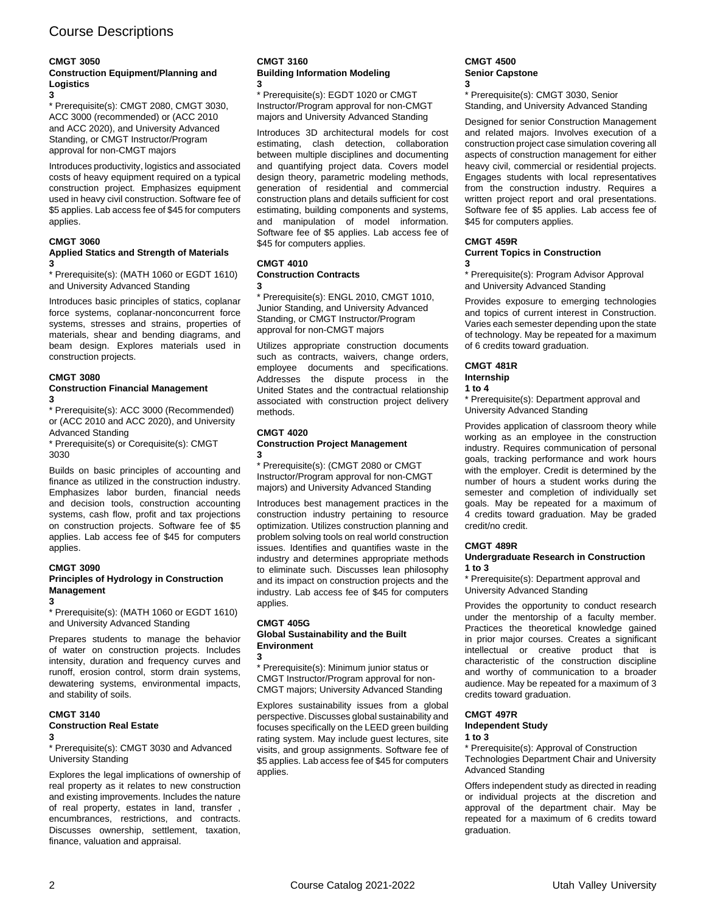# Course Descriptions

**CMGT 3050**
**Construction Equipment/Planning and Logistics**
**3**

* Prerequisite(s): CMGT 2080, CMGT 3030, ACC 3000 (recommended) or (ACC 2010 and ACC 2020), and University Advanced Standing, or CMGT Instructor/Program approval for non-CMGT majors

Introduces productivity, logistics and associated costs of heavy equipment required on a typical construction project. Emphasizes equipment used in heavy civil construction. Software fee of $5 applies. Lab access fee of $45 for computers applies.

**CMGT 3060**
**Applied Statics and Strength of Materials**
**3**

* Prerequisite(s): (MATH 1060 or EGDT 1610) and University Advanced Standing

Introduces basic principles of statics, coplanar force systems, coplanar-nonconcurrent force systems, stresses and strains, properties of materials, shear and bending diagrams, and beam design. Explores materials used in construction projects.

**CMGT 3080**
**Construction Financial Management**
**3**

* Prerequisite(s): ACC 3000 (Recommended) or (ACC 2010 and ACC 2020), and University Advanced Standing
* Prerequisite(s) or Corequisite(s): CMGT 3030

Builds on basic principles of accounting and finance as utilized in the construction industry. Emphasizes labor burden, financial needs and decision tools, construction accounting systems, cash flow, profit and tax projections on construction projects. Software fee of $5 applies. Lab access fee of $45 for computers applies.

**CMGT 3090**
**Principles of Hydrology in Construction Management**
**3**

* Prerequisite(s): (MATH 1060 or EGDT 1610) and University Advanced Standing

Prepares students to manage the behavior of water on construction projects. Includes intensity, duration and frequency curves and runoff, erosion control, storm drain systems, dewatering systems, environmental impacts, and stability of soils.

**CMGT 3140**
**Construction Real Estate**
**3**

* Prerequisite(s): CMGT 3030 and Advanced University Standing

Explores the legal implications of ownership of real property as it relates to new construction and existing improvements. Includes the nature of real property, estates in land, transfer , encumbrances, restrictions, and contracts. Discusses ownership, settlement, taxation, finance, valuation and appraisal.

**CMGT 3160**
**Building Information Modeling**
**3**

* Prerequisite(s): EGDT 1020 or CMGT Instructor/Program approval for non-CMGT majors and University Advanced Standing

Introduces 3D architectural models for cost estimating, clash detection, collaboration between multiple disciplines and documenting and quantifying project data. Covers model design theory, parametric modeling methods, generation of residential and commercial construction plans and details sufficient for cost estimating, building components and systems, and manipulation of model information. Software fee of $5 applies. Lab access fee of $45 for computers applies.

**CMGT 4010**
**Construction Contracts**
**3**

* Prerequisite(s): ENGL 2010, CMGT 1010, Junior Standing, and University Advanced Standing, or CMGT Instructor/Program approval for non-CMGT majors

Utilizes appropriate construction documents such as contracts, waivers, change orders, employee documents and specifications. Addresses the dispute process in the United States and the contractual relationship associated with construction project delivery methods.

**CMGT 4020**
**Construction Project Management**
**3**

* Prerequisite(s): (CMGT 2080 or CMGT Instructor/Program approval for non-CMGT majors) and University Advanced Standing

Introduces best management practices in the construction industry pertaining to resource optimization. Utilizes construction planning and problem solving tools on real world construction issues. Identifies and quantifies waste in the industry and determines appropriate methods to eliminate such. Discusses lean philosophy and its impact on construction projects and the industry. Lab access fee of $45 for computers applies.

**CMGT 405G**
**Global Sustainability and the Built Environment**
**3**

* Prerequisite(s): Minimum junior status or CMGT Instructor/Program approval for non-CMGT majors; University Advanced Standing

Explores sustainability issues from a global perspective. Discusses global sustainability and focuses specifically on the LEED green building rating system. May include guest lectures, site visits, and group assignments. Software fee of $5 applies. Lab access fee of $45 for computers applies.

**CMGT 4500**
**Senior Capstone**
**3**

* Prerequisite(s): CMGT 3030, Senior Standing, and University Advanced Standing

Designed for senior Construction Management and related majors. Involves execution of a construction project case simulation covering all aspects of construction management for either heavy civil, commercial or residential projects. Engages students with local representatives from the construction industry. Requires a written project report and oral presentations. Software fee of $5 applies. Lab access fee of $45 for computers applies.

**CMGT 459R**
**Current Topics in Construction**
**3**

* Prerequisite(s): Program Advisor Approval and University Advanced Standing

Provides exposure to emerging technologies and topics of current interest in Construction. Varies each semester depending upon the state of technology. May be repeated for a maximum of 6 credits toward graduation.

**CMGT 481R**
**Internship**
**1 to 4**

* Prerequisite(s): Department approval and University Advanced Standing

Provides application of classroom theory while working as an employee in the construction industry. Requires communication of personal goals, tracking performance and work hours with the employer. Credit is determined by the number of hours a student works during the semester and completion of individually set goals. May be repeated for a maximum of 4 credits toward graduation. May be graded credit/no credit.

**CMGT 489R**
**Undergraduate Research in Construction**
**1 to 3**

* Prerequisite(s): Department approval and University Advanced Standing

Provides the opportunity to conduct research under the mentorship of a faculty member. Practices the theoretical knowledge gained in prior major courses. Creates a significant intellectual or creative product that is characteristic of the construction discipline and worthy of communication to a broader audience. May be repeated for a maximum of 3 credits toward graduation.

**CMGT 497R**
**Independent Study**
**1 to 3**

* Prerequisite(s): Approval of Construction Technologies Department Chair and University Advanced Standing

Offers independent study as directed in reading or individual projects at the discretion and approval of the department chair. May be repeated for a maximum of 6 credits toward graduation.